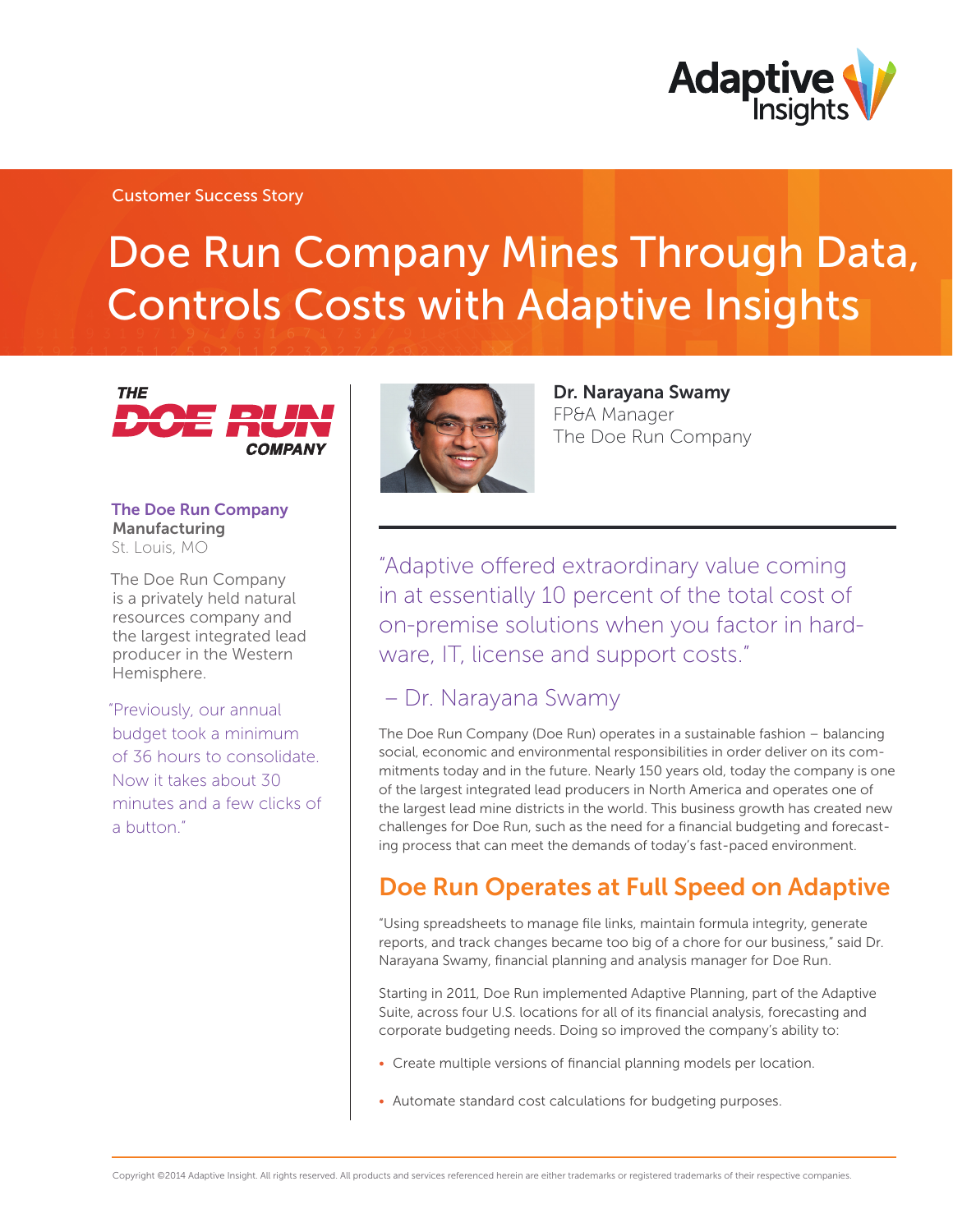Customer Success Story

# Doe Run Company Mines Through Data, Controls Costs with Adaptive Insights

**The Doe Run Company**
**Manufacturing**
St. Louis, MO

The Doe Run Company is a privately held natural resources company and the largest integrated lead producer in the Western Hemisphere.

"Previously, our annual budget took a minimum of 36 hours to consolidate. Now it takes about 30 minutes and a few clicks of a button."

**Dr. Narayana Swamy**
FP&A Manager
The Doe Run Company

"Adaptive offered extraordinary value coming in at essentially 10 percent of the total cost of on-premise solutions when you factor in hardware, IT, license and support costs."

– Dr. Narayana Swamy

The Doe Run Company (Doe Run) operates in a sustainable fashion – balancing social, economic and environmental responsibilities in order deliver on its commitments today and in the future. Nearly 150 years old, today the company is one of the largest integrated lead producers in North America and operates one of the largest lead mine districts in the world. This business growth has created new challenges for Doe Run, such as the need for a financial budgeting and forecasting process that can meet the demands of today's fast-paced environment.

## Doe Run Operates at Full Speed on Adaptive

"Using spreadsheets to manage file links, maintain formula integrity, generate reports, and track changes became too big of a chore for our business," said Dr. Narayana Swamy, financial planning and analysis manager for Doe Run.

Starting in 2011, Doe Run implemented Adaptive Planning, part of the Adaptive Suite, across four U.S. locations for all of its financial analysis, forecasting and corporate budgeting needs. Doing so improved the company's ability to:

- Create multiple versions of financial planning models per location.
- Automate standard cost calculations for budgeting purposes.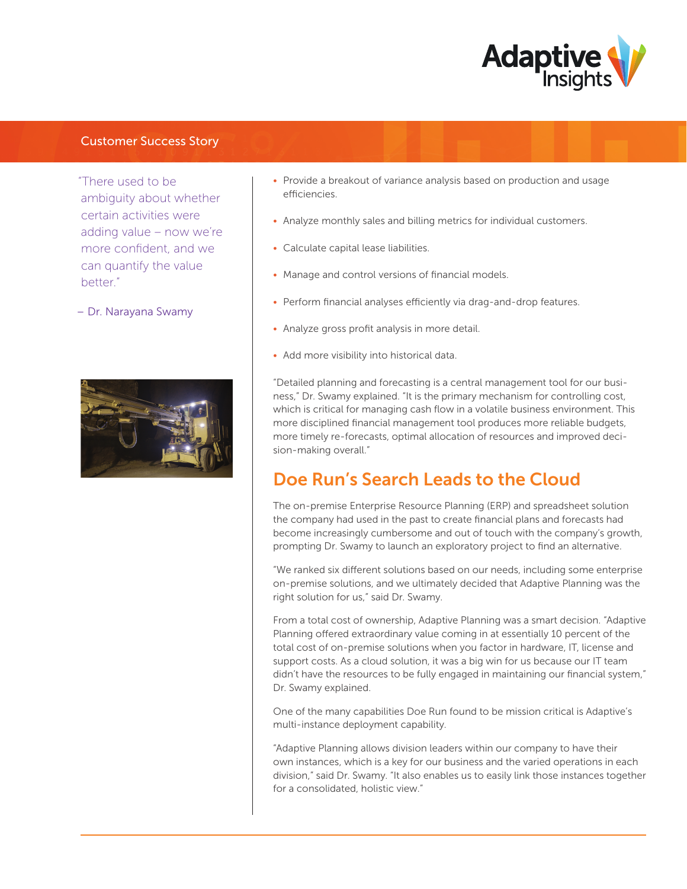"There used to be ambiguity about whether certain activities were adding value – now we're more confident, and we can quantify the value better."

– Dr. Narayana Swamy

- Provide a breakout of variance analysis based on production and usage efficiencies.
- Analyze monthly sales and billing metrics for individual customers.
- Calculate capital lease liabilities.
- Manage and control versions of financial models.
- Perform financial analyses efficiently via drag-and-drop features.
- Analyze gross profit analysis in more detail.
- Add more visibility into historical data.

"Detailed planning and forecasting is a central management tool for our business," Dr. Swamy explained. "It is the primary mechanism for controlling cost, which is critical for managing cash flow in a volatile business environment. This more disciplined financial management tool produces more reliable budgets, more timely re-forecasts, optimal allocation of resources and improved decision-making overall."

## Doe Run's Search Leads to the Cloud

The on-premise Enterprise Resource Planning (ERP) and spreadsheet solution the company had used in the past to create financial plans and forecasts had become increasingly cumbersome and out of touch with the company's growth, prompting Dr. Swamy to launch an exploratory project to find an alternative.

"We ranked six different solutions based on our needs, including some enterprise on-premise solutions, and we ultimately decided that Adaptive Planning was the right solution for us," said Dr. Swamy.

From a total cost of ownership, Adaptive Planning was a smart decision. "Adaptive Planning offered extraordinary value coming in at essentially 10 percent of the total cost of on-premise solutions when you factor in hardware, IT, license and support costs. As a cloud solution, it was a big win for us because our IT team didn't have the resources to be fully engaged in maintaining our financial system," Dr. Swamy explained.

One of the many capabilities Doe Run found to be mission critical is Adaptive's multi-instance deployment capability.

"Adaptive Planning allows division leaders within our company to have their own instances, which is a key for our business and the varied operations in each division," said Dr. Swamy. "It also enables us to easily link those instances together for a consolidated, holistic view."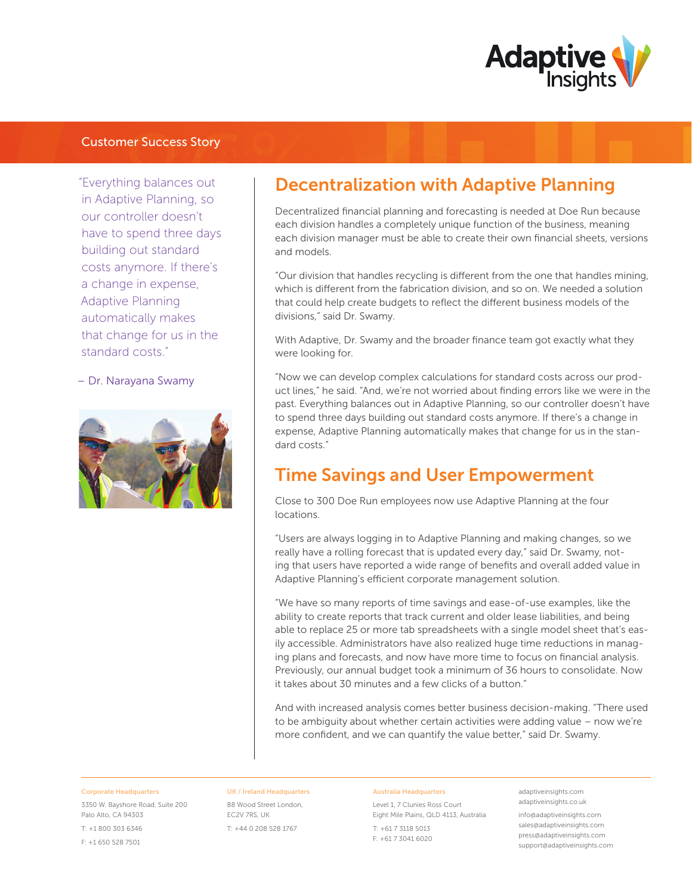Customer Success Story

"Everything balances out in Adaptive Planning, so our controller doesn't have to spend three days building out standard costs anymore. If there's a change in expense, Adaptive Planning automatically makes that change for us in the standard costs."

– Dr. Narayana Swamy

## Decentralization with Adaptive Planning

Decentralized financial planning and forecasting is needed at Doe Run because each division handles a completely unique function of the business, meaning each division manager must be able to create their own financial sheets, versions and models.

"Our division that handles recycling is different from the one that handles mining, which is different from the fabrication division, and so on. We needed a solution that could help create budgets to reflect the different business models of the divisions," said Dr. Swamy.

With Adaptive, Dr. Swamy and the broader finance team got exactly what they were looking for.

"Now we can develop complex calculations for standard costs across our product lines," he said. "And, we're not worried about finding errors like we were in the past. Everything balances out in Adaptive Planning, so our controller doesn't have to spend three days building out standard costs anymore. If there's a change in expense, Adaptive Planning automatically makes that change for us in the standard costs."

## Time Savings and User Empowerment

Close to 300 Doe Run employees now use Adaptive Planning at the four locations.

"Users are always logging in to Adaptive Planning and making changes, so we really have a rolling forecast that is updated every day," said Dr. Swamy, noting that users have reported a wide range of benefits and overall added value in Adaptive Planning's efficient corporate management solution.

"We have so many reports of time savings and ease-of-use examples, like the ability to create reports that track current and older lease liabilities, and being able to replace 25 or more tab spreadsheets with a single model sheet that's easily accessible. Administrators have also realized huge time reductions in managing plans and forecasts, and now have more time to focus on financial analysis. Previously, our annual budget took a minimum of 36 hours to consolidate. Now it takes about 30 minutes and a few clicks of a button."

And with increased analysis comes better business decision-making. "There used to be ambiguity about whether certain activities were adding value – now we're more confident, and we can quantify the value better," said Dr. Swamy.

**Corporate Headquarters**
3350 W. Bayshore Road, Suite 200
Palo Alto, CA 94303
T: +1 800 303 6346
F: +1 650 528 7501

**UK / Ireland Headquarters**
88 Wood Street London,
EC2V 7RS, UK
T: +44 0 208 528 1767

**Australia Headquarters**
Level 1, 7 Clunies Ross Court
Eight Mile Plains, QLD 4113, Australia
T: +61 7 3118 5013
F: +61 7 3041 6020

adaptiveinsights.com
adaptiveinsights.co.uk
info@adaptiveinsights.com
sales@adaptiveinsights.com
press@adaptiveinsights.com
support@adaptiveinsights.com